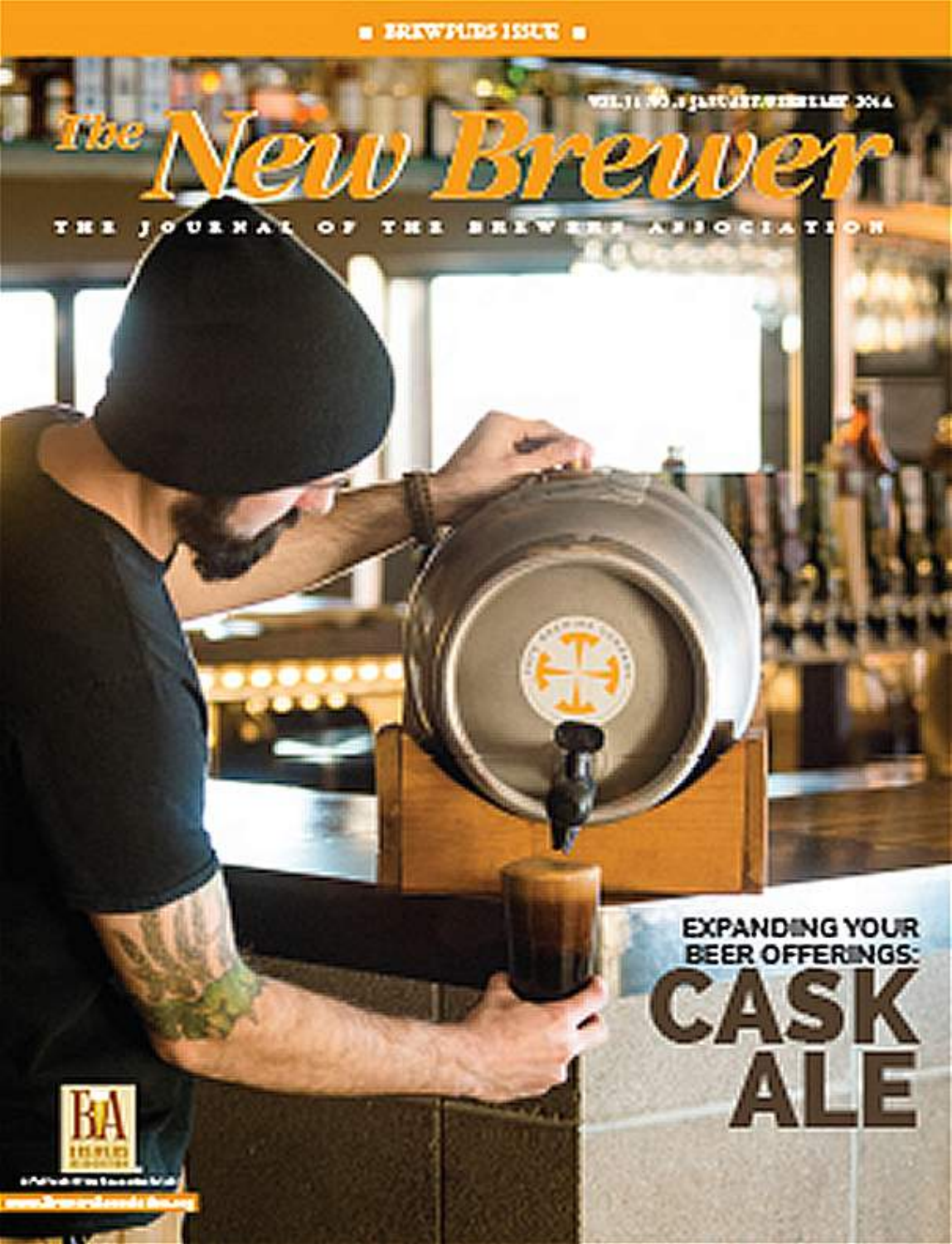BREWPUBS ISSUE

VOL. 31 NO. 1 JANUARY/FEBRUARY 2014

# The New Brewer

THE JOURNAL OF THE BREWERS ASSOCIATION

## EXPANDING YOUR BEER OFFERINGS:

# CASK ALE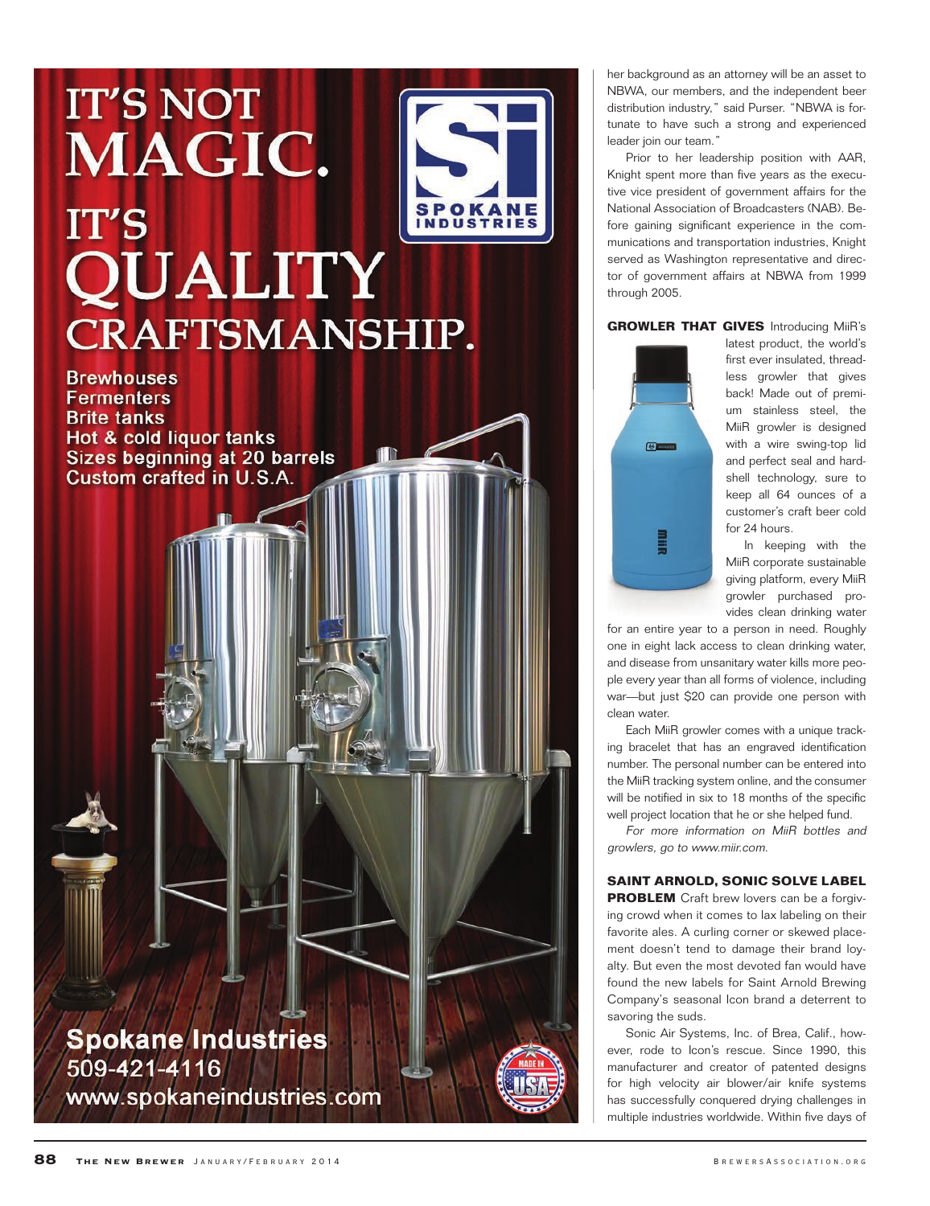IT'S NOT MAGIC. IT'S QUALITY CRAFTSMANSHIP.

Brewhouses
Fermenters
Brite tanks
Hot & cold liquor tanks
Sizes beginning at 20 barrels
Custom crafted in U.S.A.

Spokane Industries
509-421-4116
www.spokaneindustries.com

her background as an attorney will be an asset to NBWA, our members, and the independent beer distribution industry," said Purser. "NBWA is fortunate to have such a strong and experienced leader join our team."

Prior to her leadership position with AAR, Knight spent more than five years as the executive vice president of government affairs for the National Association of Broadcasters (NAB). Before gaining significant experience in the communications and transportation industries, Knight served as Washington representative and director of government affairs at NBWA from 1999 through 2005.

**GROWLER THAT GIVES** Introducing MiiR's latest product, the world's first ever insulated, threadless growler that gives back! Made out of premium stainless steel, the MiiR growler is designed with a wire swing-top lid and perfect seal and hardshell technology, sure to keep all 64 ounces of a customer's craft beer cold for 24 hours.

In keeping with the MiiR corporate sustainable giving platform, every MiiR growler purchased provides clean drinking water for an entire year to a person in need. Roughly one in eight lack access to clean drinking water, and disease from unsanitary water kills more people every year than all forms of violence, including war—but just $20 can provide one person with clean water.

Each MiiR growler comes with a unique tracking bracelet that has an engraved identification number. The personal number can be entered into the MiiR tracking system online, and the consumer will be notified in six to 18 months of the specific well project location that he or she helped fund.

*For more information on MiiR bottles and growlers, go to www.miir.com.*

**SAINT ARNOLD, SONIC SOLVE LABEL PROBLEM** Craft brew lovers can be a forgiving crowd when it comes to lax labeling on their favorite ales. A curling corner or skewed placement doesn't tend to damage their brand loyalty. But even the most devoted fan would have found the new labels for Saint Arnold Brewing Company's seasonal Icon brand a deterrent to savoring the suds.

Sonic Air Systems, Inc. of Brea, Calif., however, rode to Icon's rescue. Since 1990, this manufacturer and creator of patented designs for high velocity air blower/air knife systems has successfully conquered drying challenges in multiple industries worldwide. Within five days of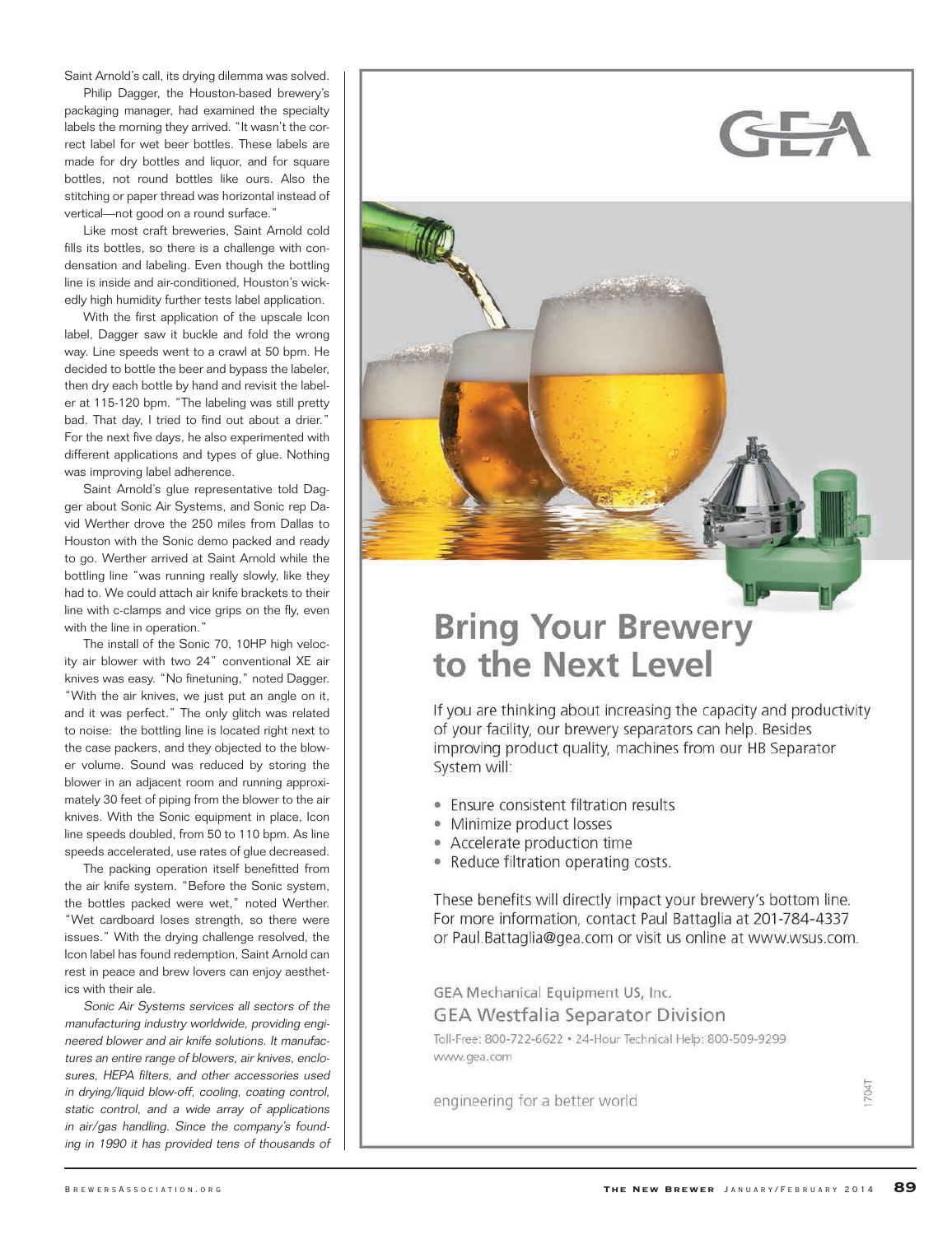Saint Arnold's call, its drying dilemma was solved.

Philip Dagger, the Houston-based brewery's packaging manager, had examined the specialty labels the morning they arrived. "It wasn't the correct label for wet beer bottles. These labels are made for dry bottles and liquor, and for square bottles, not round bottles like ours. Also the stitching or paper thread was horizontal instead of vertical—not good on a round surface."

Like most craft breweries, Saint Arnold cold fills its bottles, so there is a challenge with condensation and labeling. Even though the bottling line is inside and air-conditioned, Houston's wickedly high humidity further tests label application.

With the first application of the upscale Icon label, Dagger saw it buckle and fold the wrong way. Line speeds went to a crawl at 50 bpm. He decided to bottle the beer and bypass the labeler, then dry each bottle by hand and revisit the labeler at 115-120 bpm. "The labeling was still pretty bad. That day, I tried to find out about a drier." For the next five days, he also experimented with different applications and types of glue. Nothing was improving label adherence.

Saint Arnold's glue representative told Dagger about Sonic Air Systems, and Sonic rep David Werther drove the 250 miles from Dallas to Houston with the Sonic demo packed and ready to go. Werther arrived at Saint Arnold while the bottling line "was running really slowly, like they had to. We could attach air knife brackets to their line with c-clamps and vice grips on the fly, even with the line in operation."

The install of the Sonic 70, 10HP high velocity air blower with two 24" conventional XE air knives was easy. "No finetuning," noted Dagger. "With the air knives, we just put an angle on it, and it was perfect." The only glitch was related to noise: the bottling line is located right next to the case packers, and they objected to the blower volume. Sound was reduced by storing the blower in an adjacent room and running approximately 30 feet of piping from the blower to the air knives. With the Sonic equipment in place, Icon line speeds doubled, from 50 to 110 bpm. As line speeds accelerated, use rates of glue decreased.

The packing operation itself benefitted from the air knife system. "Before the Sonic system, the bottles packed were wet," noted Werther. "Wet cardboard loses strength, so there were issues." With the drying challenge resolved, the Icon label has found redemption, Saint Arnold can rest in peace and brew lovers can enjoy aesthetics with their ale.

*Sonic Air Systems services all sectors of the manufacturing industry worldwide, providing engineered blower and air knife solutions. It manufactures an entire range of blowers, air knives, enclosures, HEPA filters, and other accessories used in drying/liquid blow-off, cooling, coating control, static control, and a wide array of applications in air/gas handling. Since the company's founding in 1990 it has provided tens of thousands of*

GEA

# Bring Your Brewery to the Next Level

If you are thinking about increasing the capacity and productivity of your facility, our brewery separators can help. Besides improving product quality, machines from our HB Separator System will:

- Ensure consistent filtration results
- Minimize product losses
- Accelerate production time
- Reduce filtration operating costs.

These benefits will directly impact your brewery's bottom line. For more information, contact Paul Battaglia at 201-784-4337 or Paul.Battaglia@gea.com or visit us online at www.wsus.com.

GEA Mechanical Equipment US, Inc.
GEA Westfalia Separator Division
Toll-Free: 800-722-6622 • 24-Hour Technical Help: 800-509-9299
www.gea.com

engineering for a better world

1704T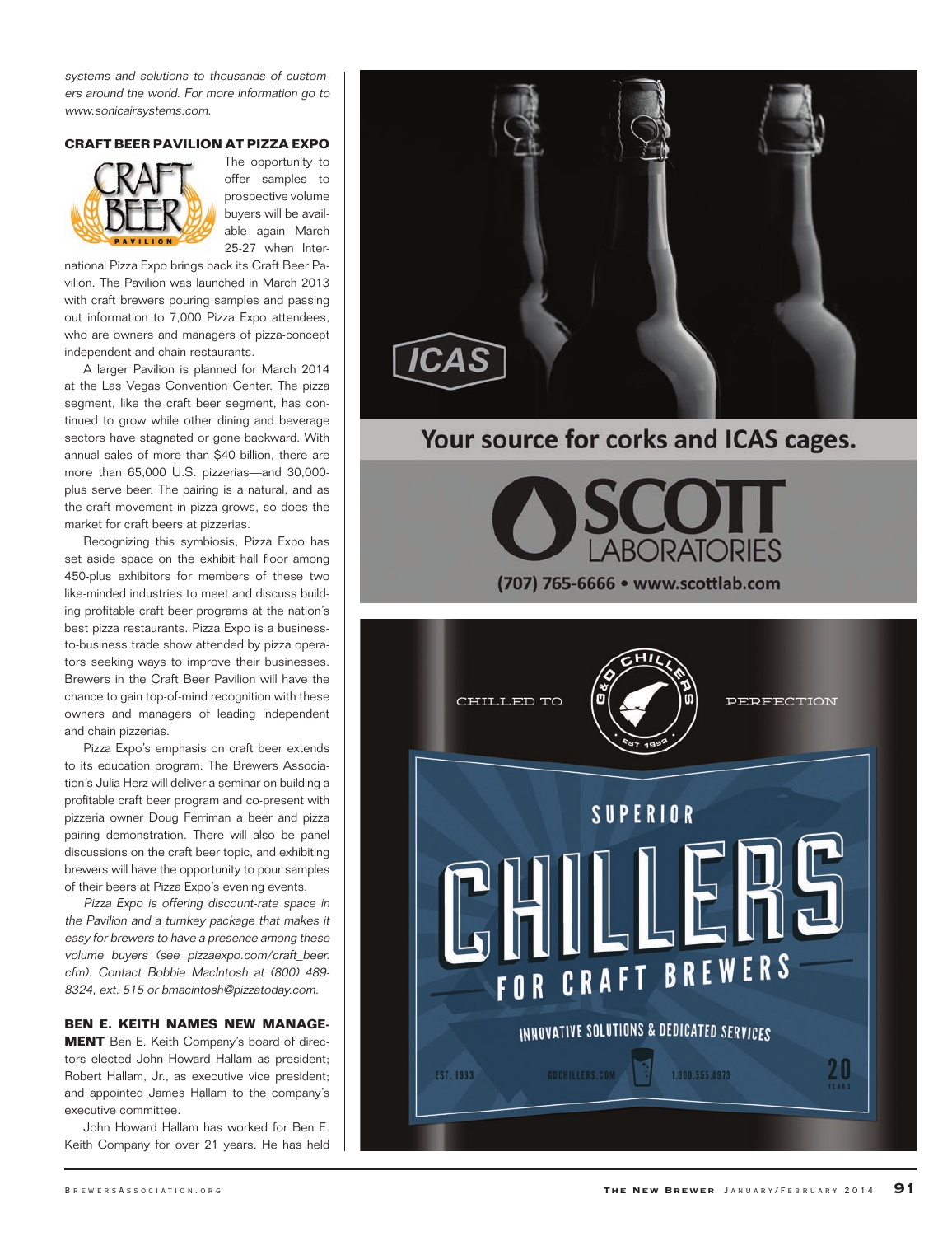*systems and solutions to thousands of customers around the world. For more information go to www.sonicairsystems.com.*

**CRAFT BEER PAVILION AT PIZZA EXPO**

The opportunity to offer samples to prospective volume buyers will be available again March 25-27 when International Pizza Expo brings back its Craft Beer Pavilion. The Pavilion was launched in March 2013 with craft brewers pouring samples and passing out information to 7,000 Pizza Expo attendees, who are owners and managers of pizza-concept independent and chain restaurants.

A larger Pavilion is planned for March 2014 at the Las Vegas Convention Center. The pizza segment, like the craft beer segment, has continued to grow while other dining and beverage sectors have stagnated or gone backward. With annual sales of more than $40 billion, there are more than 65,000 U.S. pizzerias—and 30,000-plus serve beer. The pairing is a natural, and as the craft movement in pizza grows, so does the market for craft beers at pizzerias.

Recognizing this symbiosis, Pizza Expo has set aside space on the exhibit hall floor among 450-plus exhibitors for members of these two like-minded industries to meet and discuss building profitable craft beer programs at the nation's best pizza restaurants. Pizza Expo is a business-to-business trade show attended by pizza operators seeking ways to improve their businesses. Brewers in the Craft Beer Pavilion will have the chance to gain top-of-mind recognition with these owners and managers of leading independent and chain pizzerias.

Pizza Expo's emphasis on craft beer extends to its education program: The Brewers Association's Julia Herz will deliver a seminar on building a profitable craft beer program and co-present with pizzeria owner Doug Ferriman a beer and pizza pairing demonstration. There will also be panel discussions on the craft beer topic, and exhibiting brewers will have the opportunity to pour samples of their beers at Pizza Expo's evening events.

*Pizza Expo is offering discount-rate space in the Pavilion and a turnkey package that makes it easy for brewers to have a presence among these volume buyers (see pizzaexpo.com/craft_beer.cfm). Contact Bobbie MacIntosh at (800) 489-8324, ext. 515 or bmacintosh@pizzatoday.com.*

**BEN E. KEITH NAMES NEW MANAGEMENT** Ben E. Keith Company's board of directors elected John Howard Hallam as president; Robert Hallam, Jr., as executive vice president; and appointed James Hallam to the company's executive committee.

John Howard Hallam has worked for Ben E. Keith Company for over 21 years. He has held